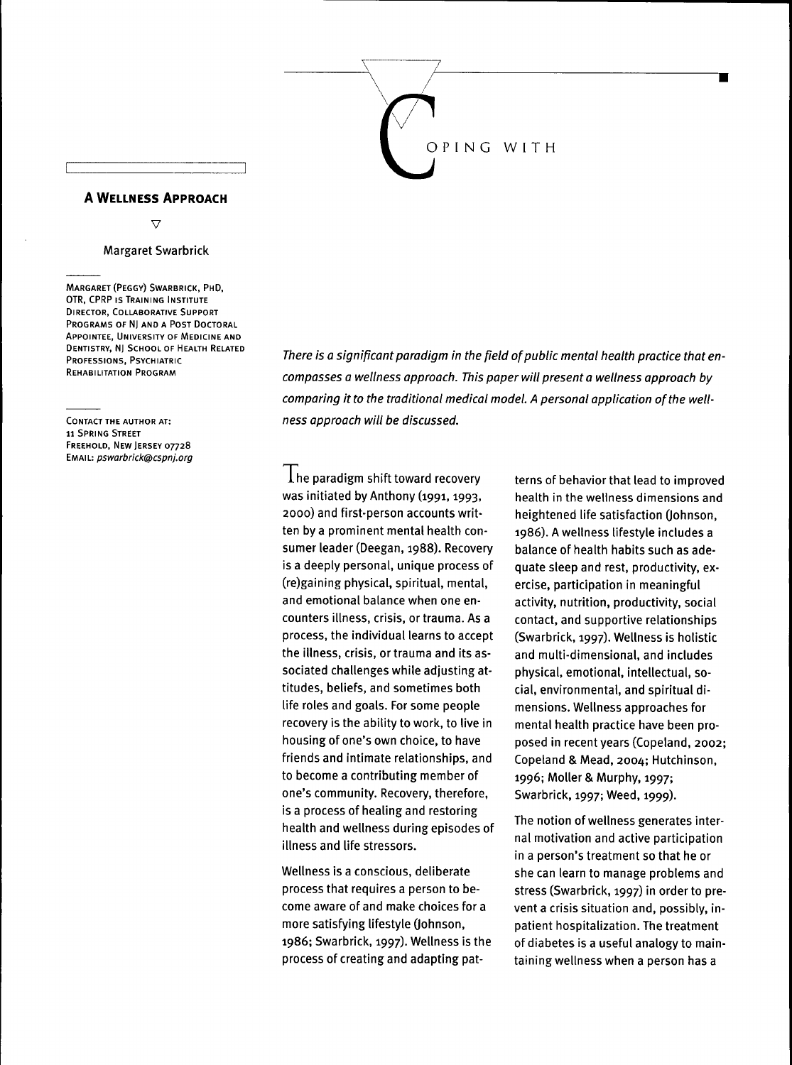# COPING WITH

## A WELLNESS APPROACH

Margaret Swarbrick

MARGARET (PEGGY) SWARBRICK, PHD, OTR, CPRP IS TRAINING INSTITUTE DIRECTOR, COLLABORATIVE SUPPORT PROGRAMS OF NJ AND A POST DOCTORAL APPOINTEE, UNIVERSITY OF MEDICINE AND DENTISTRY, NJ SCHOOL OF HEALTH RELATED PROFESSIONS, PSYCHIATRIC REHABILITATION PROGRAM

CONTACT THE AUTHOR AT:
11 SPRING STREET
FREEHOLD, NEW JERSEY 07728
EMAIL: *pswarbrick@cspnj.org*

*There is a significant paradigm in the field of public mental health practice that encompasses a wellness approach. This paper will present a wellness approach by comparing it to the traditional medical model. A personal application of the wellness approach will be discussed.*

The paradigm shift toward recovery was initiated by Anthony (1991, 1993, 2000) and first-person accounts written by a prominent mental health consumer leader (Deegan, 1988). Recovery is a deeply personal, unique process of (re)gaining physical, spiritual, mental, and emotional balance when one encounters illness, crisis, or trauma. As a process, the individual learns to accept the illness, crisis, or trauma and its associated challenges while adjusting attitudes, beliefs, and sometimes both life roles and goals. For some people recovery is the ability to work, to live in housing of one's own choice, to have friends and intimate relationships, and to become a contributing member of one's community. Recovery, therefore, is a process of healing and restoring health and wellness during episodes of illness and life stressors.

Wellness is a conscious, deliberate process that requires a person to become aware of and make choices for a more satisfying lifestyle (Johnson, 1986; Swarbrick, 1997). Wellness is the process of creating and adapting patterns of behavior that lead to improved health in the wellness dimensions and heightened life satisfaction (Johnson, 1986). A wellness lifestyle includes a balance of health habits such as adequate sleep and rest, productivity, exercise, participation in meaningful activity, nutrition, productivity, social contact, and supportive relationships (Swarbrick, 1997). Wellness is holistic and multi-dimensional, and includes physical, emotional, intellectual, social, environmental, and spiritual dimensions. Wellness approaches for mental health practice have been proposed in recent years (Copeland, 2002; Copeland & Mead, 2004; Hutchinson, 1996; Moller & Murphy, 1997; Swarbrick, 1997; Weed, 1999).

The notion of wellness generates internal motivation and active participation in a person's treatment so that he or she can learn to manage problems and stress (Swarbrick, 1997) in order to prevent a crisis situation and, possibly, inpatient hospitalization. The treatment of diabetes is a useful analogy to maintaining wellness when a person has a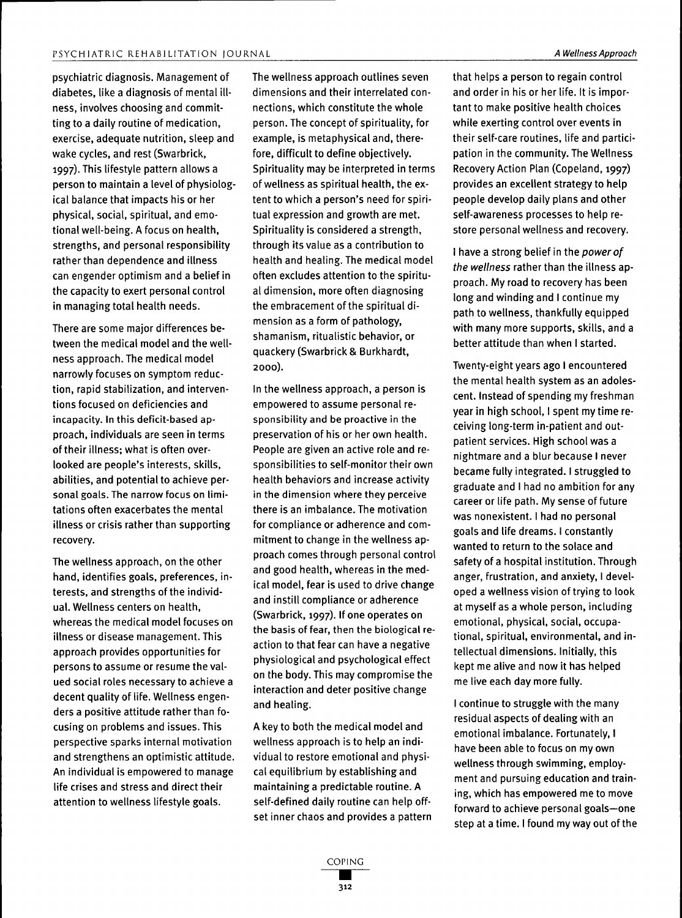psychiatric diagnosis. Management of diabetes, like a diagnosis of mental illness, involves choosing and committing to a daily routine of medication, exercise, adequate nutrition, sleep and wake cycles, and rest (Swarbrick, 1997). This lifestyle pattern allows a person to maintain a level of physiological balance that impacts his or her physical, social, spiritual, and emotional well-being. A focus on health, strengths, and personal responsibility rather than dependence and illness can engender optimism and a belief in the capacity to exert personal control in managing total health needs.

There are some major differences between the medical model and the wellness approach. The medical model narrowly focuses on symptom reduction, rapid stabilization, and interventions focused on deficiencies and incapacity. In this deficit-based approach, individuals are seen in terms of their illness; what is often overlooked are people's interests, skills, abilities, and potential to achieve personal goals. The narrow focus on limitations often exacerbates the mental illness or crisis rather than supporting recovery.

The wellness approach, on the other hand, identifies goals, preferences, interests, and strengths of the individual. Wellness centers on health, whereas the medical model focuses on illness or disease management. This approach provides opportunities for persons to assume or resume the valued social roles necessary to achieve a decent quality of life. Wellness engenders a positive attitude rather than focusing on problems and issues. This perspective sparks internal motivation and strengthens an optimistic attitude. An individual is empowered to manage life crises and stress and direct their attention to wellness lifestyle goals.

The wellness approach outlines seven dimensions and their interrelated connections, which constitute the whole person. The concept of spirituality, for example, is metaphysical and, therefore, difficult to define objectively. Spirituality may be interpreted in terms of wellness as spiritual health, the extent to which a person's need for spiritual expression and growth are met. Spirituality is considered a strength, through its value as a contribution to health and healing. The medical model often excludes attention to the spiritual dimension, more often diagnosing the embracement of the spiritual dimension as a form of pathology, shamanism, ritualistic behavior, or quackery (Swarbrick & Burkhardt, 2000).

In the wellness approach, a person is empowered to assume personal responsibility and be proactive in the preservation of his or her own health. People are given an active role and responsibilities to self-monitor their own health behaviors and increase activity in the dimension where they perceive there is an imbalance. The motivation for compliance or adherence and commitment to change in the wellness approach comes through personal control and good health, whereas in the medical model, fear is used to drive change and instill compliance or adherence (Swarbrick, 1997). If one operates on the basis of fear, then the biological reaction to that fear can have a negative physiological and psychological effect on the body. This may compromise the interaction and deter positive change and healing.

A key to both the medical model and wellness approach is to help an individual to restore emotional and physical equilibrium by establishing and maintaining a predictable routine. A self-defined daily routine can help offset inner chaos and provides a pattern that helps a person to regain control and order in his or her life. It is important to make positive health choices while exerting control over events in their self-care routines, life and participation in the community. The Wellness Recovery Action Plan (Copeland, 1997) provides an excellent strategy to help people develop daily plans and other self-awareness processes to help restore personal wellness and recovery.

I have a strong belief in the *power of the wellness* rather than the illness approach. My road to recovery has been long and winding and I continue my path to wellness, thankfully equipped with many more supports, skills, and a better attitude than when I started.

Twenty-eight years ago I encountered the mental health system as an adolescent. Instead of spending my freshman year in high school, I spent my time receiving long-term in-patient and outpatient services. High school was a nightmare and a blur because I never became fully integrated. I struggled to graduate and I had no ambition for any career or life path. My sense of future was nonexistent. I had no personal goals and life dreams. I constantly wanted to return to the solace and safety of a hospital institution. Through anger, frustration, and anxiety, I developed a wellness vision of trying to look at myself as a whole person, including emotional, physical, social, occupational, spiritual, environmental, and intellectual dimensions. Initially, this kept me alive and now it has helped me live each day more fully.

I continue to struggle with the many residual aspects of dealing with an emotional imbalance. Fortunately, I have been able to focus on my own wellness through swimming, employment and pursuing education and training, which has empowered me to move forward to achieve personal goals—one step at a time. I found my way out of the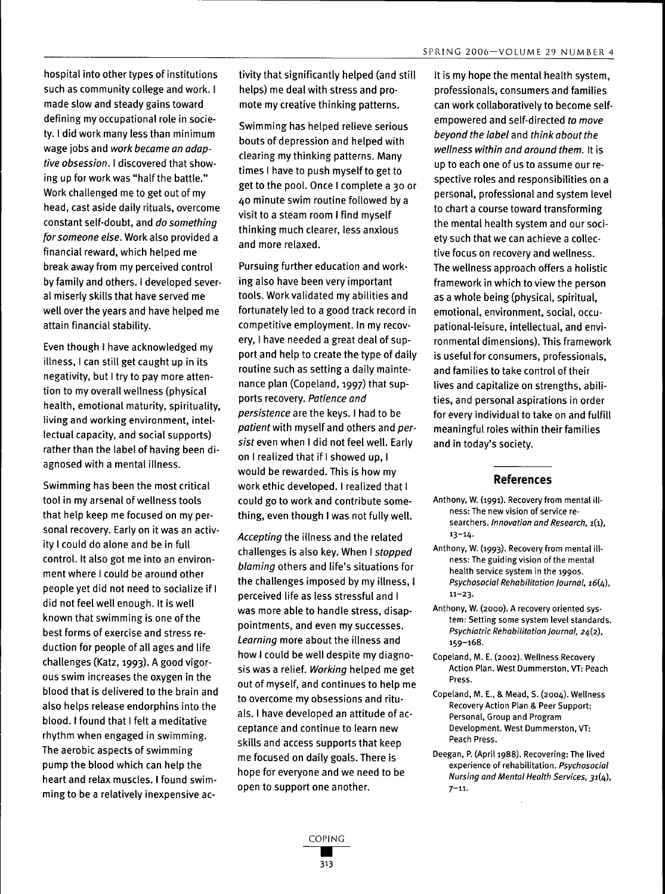hospital into other types of institutions such as community college and work. I made slow and steady gains toward defining my occupational role in society. I did work many less than minimum wage jobs and *work became an adaptive obsession*. I discovered that showing up for work was "half the battle." Work challenged me to get out of my head, cast aside daily rituals, overcome constant self-doubt, and *do something for someone else*. Work also provided a financial reward, which helped me break away from my perceived control by family and others. I developed several miserly skills that have served me well over the years and have helped me attain financial stability.

Even though I have acknowledged my illness, I can still get caught up in its negativity, but I try to pay more attention to my overall wellness (physical health, emotional maturity, spirituality, living and working environment, intellectual capacity, and social supports) rather than the label of having been diagnosed with a mental illness.

Swimming has been the most critical tool in my arsenal of wellness tools that help keep me focused on my personal recovery. Early on it was an activity I could do alone and be in full control. It also got me into an environment where I could be around other people yet did not need to socialize if I did not feel well enough. It is well known that swimming is one of the best forms of exercise and stress reduction for people of all ages and life challenges (Katz, 1993). A good vigorous swim increases the oxygen in the blood that is delivered to the brain and also helps release endorphins into the blood. I found that I felt a meditative rhythm when engaged in swimming. The aerobic aspects of swimming pump the blood which can help the heart and relax muscles. I found swimming to be a relatively inexpensive activity that significantly helped (and still helps) me deal with stress and promote my creative thinking patterns.

Swimming has helped relieve serious bouts of depression and helped with clearing my thinking patterns. Many times I have to push myself to get to get to the pool. Once I complete a 30 or 40 minute swim routine followed by a visit to a steam room I find myself thinking much clearer, less anxious and more relaxed.

Pursuing further education and working also have been very important tools. Work validated my abilities and fortunately led to a good track record in competitive employment. In my recovery, I have needed a great deal of support and help to create the type of daily routine such as setting a daily maintenance plan (Copeland, 1997) that supports recovery. *Patience and persistence* are the keys. I had to be *patient* with myself and others and *persist* even when I did not feel well. Early on I realized that if I showed up, I would be rewarded. This is how my work ethic developed. I realized that I could go to work and contribute something, even though I was not fully well.

*Accepting* the illness and the related challenges is also key. When I *stopped blaming* others and life's situations for the challenges imposed by my illness, I perceived life as less stressful and I was more able to handle stress, disappointments, and even my successes. *Learning* more about the illness and how I could be well despite my diagnosis was a relief. *Working* helped me get out of myself, and continues to help me to overcome my obsessions and rituals. I have developed an attitude of acceptance and continue to learn new skills and access supports that keep me focused on daily goals. There is hope for everyone and we need to be open to support one another.

It is my hope the mental health system, professionals, consumers and families can work collaboratively to become self-empowered and self-directed *to move beyond the label* and *think about the wellness within and around them*. It is up to each one of us to assume our respective roles and responsibilities on a personal, professional and system level to chart a course toward transforming the mental health system and our society such that we can achieve a collective focus on recovery and wellness. The wellness approach offers a holistic framework in which to view the person as a whole being (physical, spiritual, emotional, environment, social, occupational-leisure, intellectual, and environmental dimensions). This framework is useful for consumers, professionals, and families to take control of their lives and capitalize on strengths, abilities, and personal aspirations in order for every individual to take on and fulfill meaningful roles within their families and in today's society.

## References

Anthony, W. (1991). Recovery from mental illness: The new vision of service researchers. *Innovation and Research, 1*(1), 13–14.

Anthony, W. (1993). Recovery from mental illness: The guiding vision of the mental health service system in the 1990s. *Psychosocial Rehabilitation Journal, 16*(4), 11–23.

Anthony, W. (2000). A recovery oriented system: Setting some system level standards. *Psychiatric Rehabilitation Journal, 24*(2), 159–168.

Copeland, M. E. (2002). Wellness Recovery Action Plan. West Dummerston, VT: Peach Press.

Copeland, M. E., & Mead, S. (2004). Wellness Recovery Action Plan & Peer Support: Personal, Group and Program Development. West Dummerston, VT: Peach Press.

Deegan, P. (April 1988). Recovering: The lived experience of rehabilitation. *Psychosocial Nursing and Mental Health Services, 31*(4), 7–11.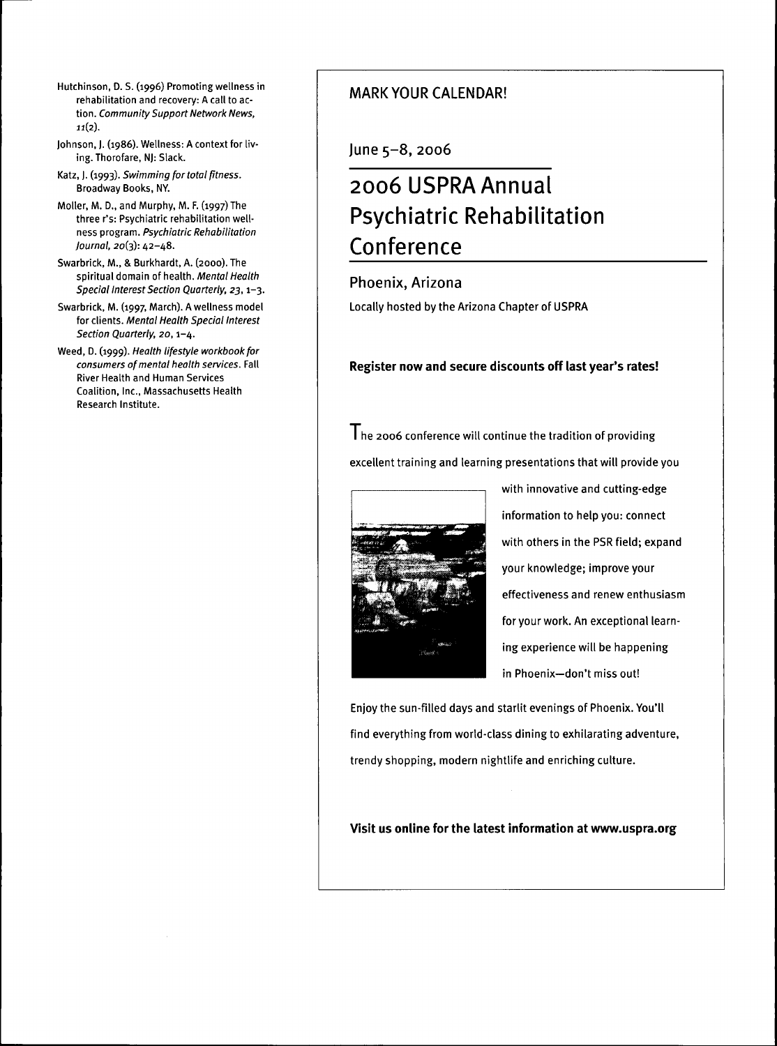Hutchinson, D. S. (1996) Promoting wellness in rehabilitation and recovery: A call to action. *Community Support Network News, 11*(2).

Johnson, J. (1986). Wellness: A context for living. Thorofare, NJ: Slack.

Katz, J. (1993). *Swimming for total fitness.* Broadway Books, NY.

Moller, M. D., and Murphy, M. F. (1997) The three r's: Psychiatric rehabilitation wellness program. *Psychiatric Rehabilitation Journal, 20*(3): 42–48.

Swarbrick, M., & Burkhardt, A. (2000). The spiritual domain of health. *Mental Health Special Interest Section Quarterly, 23*, 1–3.

Swarbrick, M. (1997, March). A wellness model for clients. *Mental Health Special Interest Section Quarterly, 20*, 1–4.

Weed, D. (1999). *Health lifestyle workbook for consumers of mental health services.* Fall River Health and Human Services Coalition, Inc., Massachusetts Health Research Institute.

MARK YOUR CALENDAR!

June 5–8, 2006

# 2006 USPRA Annual Psychiatric Rehabilitation Conference

## Phoenix, Arizona

Locally hosted by the Arizona Chapter of USPRA

**Register now and secure discounts off last year's rates!**

The 2006 conference will continue the tradition of providing excellent training and learning presentations that will provide you with innovative and cutting-edge information to help you: connect with others in the PSR field; expand your knowledge; improve your effectiveness and renew enthusiasm for your work. An exceptional learning experience will be happening in Phoenix—don't miss out!

Enjoy the sun-filled days and starlit evenings of Phoenix. You'll find everything from world-class dining to exhilarating adventure, trendy shopping, modern nightlife and enriching culture.

**Visit us online for the latest information at www.uspra.org**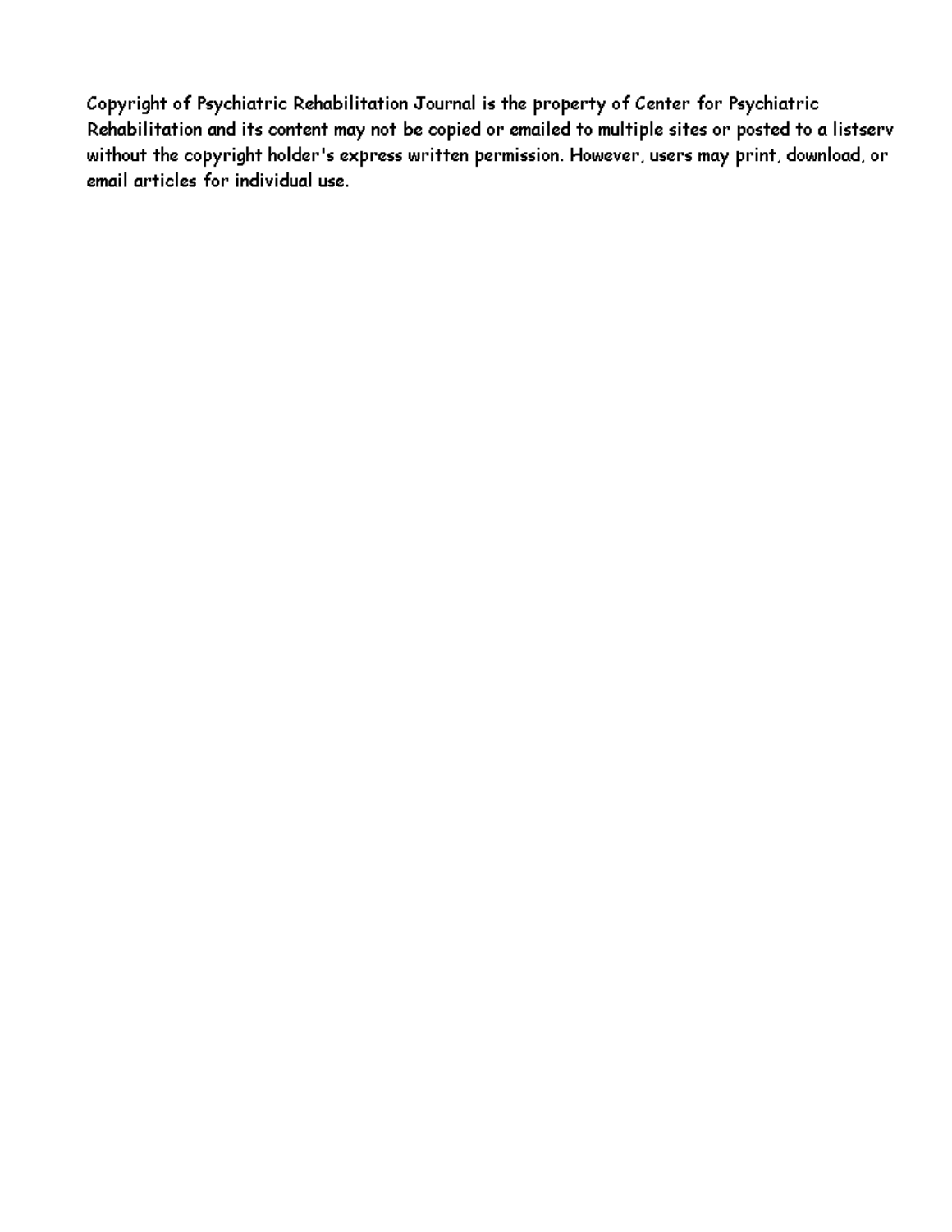Copyright of Psychiatric Rehabilitation Journal is the property of Center for Psychiatric Rehabilitation and its content may not be copied or emailed to multiple sites or posted to a listserv without the copyright holder's express written permission. However, users may print, download, or email articles for individual use.